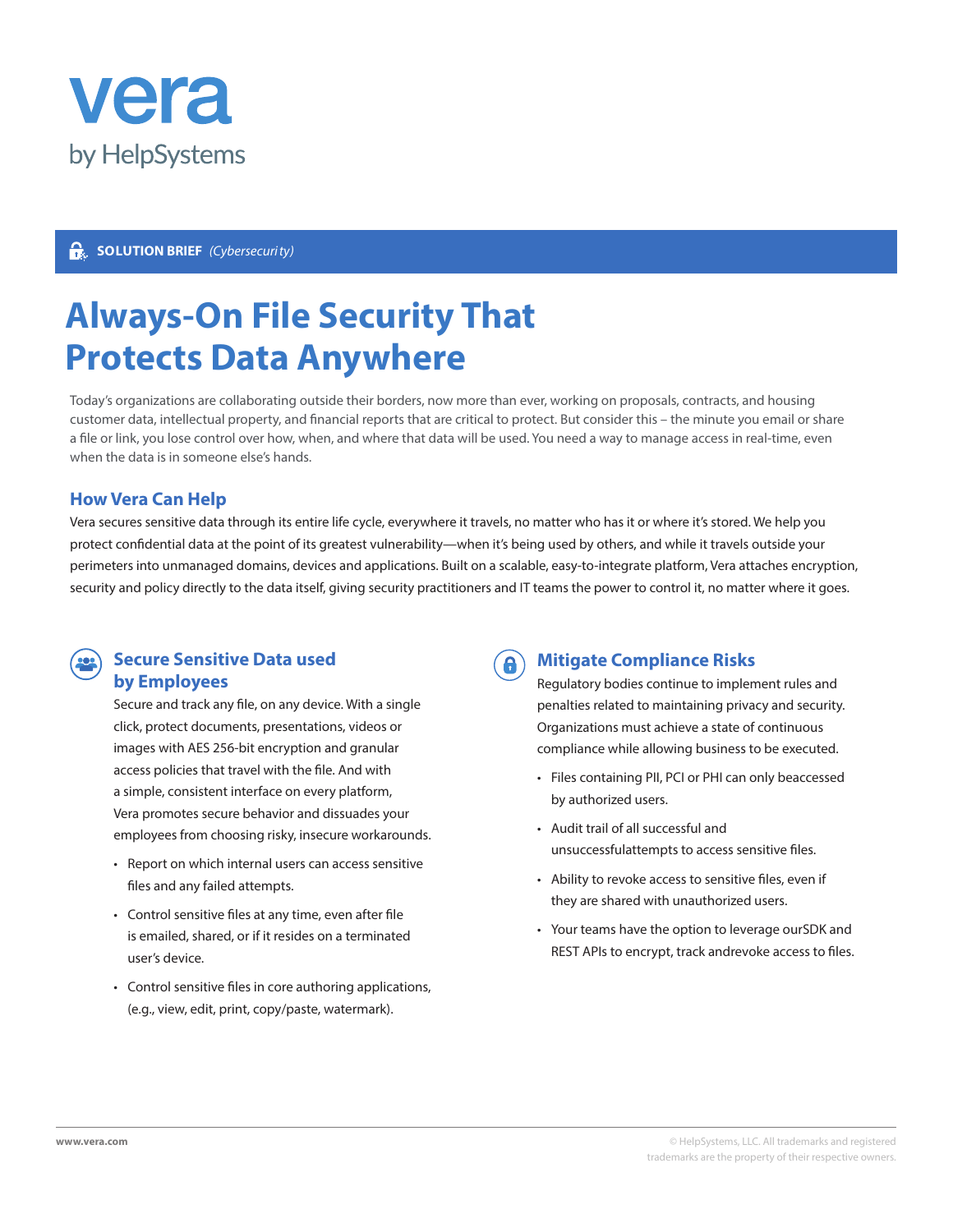# vera

by HelpSystems

**SOLUTION BRIEF** *(Cybersecurity)*

# Always-On File Security That Protects Data Anywhere

Today's organizations are collaborating outside their borders, now more than ever, working on proposals, contracts, and housing customer data, intellectual property, and financial reports that are critical to protect. But consider this – the minute you email or share a file or link, you lose control over how, when, and where that data will be used. You need a way to manage access in real-time, even when the data is in someone else's hands.

## How Vera Can Help

Vera secures sensitive data through its entire life cycle, everywhere it travels, no matter who has it or where it's stored. We help you protect confidential data at the point of its greatest vulnerability—when it's being used by others, and while it travels outside your perimeters into unmanaged domains, devices and applications. Built on a scalable, easy-to-integrate platform, Vera attaches encryption, security and policy directly to the data itself, giving security practitioners and IT teams the power to control it, no matter where it goes.

### Secure Sensitive Data used by Employees

Secure and track any file, on any device. With a single click, protect documents, presentations, videos or images with AES 256-bit encryption and granular access policies that travel with the file. And with a simple, consistent interface on every platform, Vera promotes secure behavior and dissuades your employees from choosing risky, insecure workarounds.

- Report on which internal users can access sensitive files and any failed attempts.
- Control sensitive files at any time, even after file is emailed, shared, or if it resides on a terminated user's device.
- Control sensitive files in core authoring applications, (e.g., view, edit, print, copy/paste, watermark).

### Mitigate Compliance Risks

Regulatory bodies continue to implement rules and penalties related to maintaining privacy and security. Organizations must achieve a state of continuous compliance while allowing business to be executed.

- Files containing PII, PCI or PHI can only beaccessed by authorized users.
- Audit trail of all successful and unsuccessfulattempts to access sensitive files.
- Ability to revoke access to sensitive files, even if they are shared with unauthorized users.
- Your teams have the option to leverage ourSDK and REST APIs to encrypt, track andrevoke access to files.

www.vera.com

© HelpSystems, LLC. All trademarks and registered trademarks are the property of their respective owners.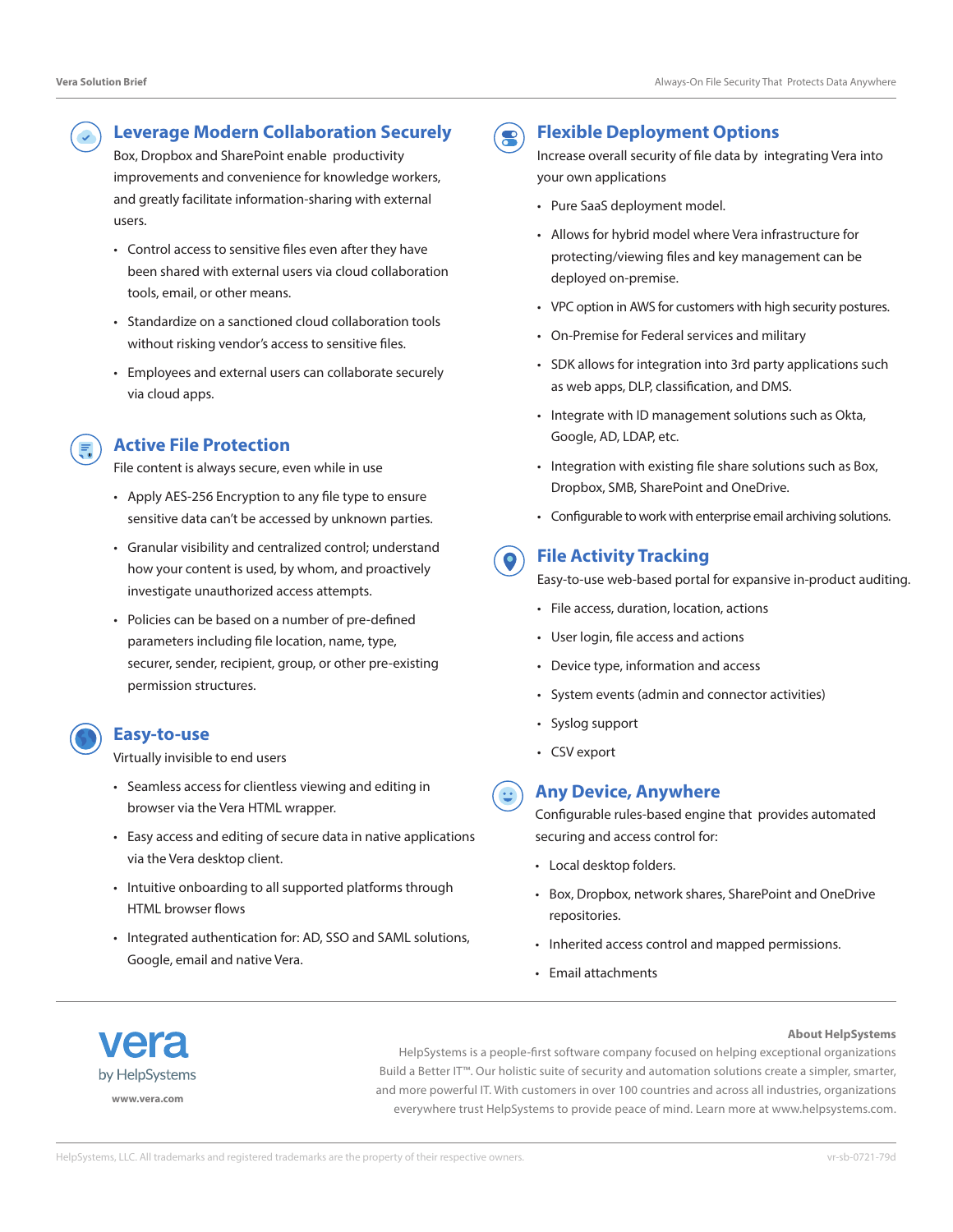## Leverage Modern Collaboration Securely

Box, Dropbox and SharePoint enable productivity improvements and convenience for knowledge workers, and greatly facilitate information-sharing with external users.

- Control access to sensitive files even after they have been shared with external users via cloud collaboration tools, email, or other means.
- Standardize on a sanctioned cloud collaboration tools without risking vendor's access to sensitive files.
- Employees and external users can collaborate securely via cloud apps.

## Active File Protection

File content is always secure, even while in use

- Apply AES-256 Encryption to any file type to ensure sensitive data can't be accessed by unknown parties.
- Granular visibility and centralized control; understand how your content is used, by whom, and proactively investigate unauthorized access attempts.
- Policies can be based on a number of pre-defined parameters including file location, name, type, securer, sender, recipient, group, or other pre-existing permission structures.

## Easy-to-use

Virtually invisible to end users

- Seamless access for clientless viewing and editing in browser via the Vera HTML wrapper.
- Easy access and editing of secure data in native applications via the Vera desktop client.
- Intuitive onboarding to all supported platforms through HTML browser flows
- Integrated authentication for: AD, SSO and SAML solutions, Google, email and native Vera.

## Flexible Deployment Options

Increase overall security of file data by integrating Vera into your own applications

- Pure SaaS deployment model.
- Allows for hybrid model where Vera infrastructure for protecting/viewing files and key management can be deployed on-premise.
- VPC option in AWS for customers with high security postures.
- On-Premise for Federal services and military
- SDK allows for integration into 3rd party applications such as web apps, DLP, classification, and DMS.
- Integrate with ID management solutions such as Okta, Google, AD, LDAP, etc.
- Integration with existing file share solutions such as Box, Dropbox, SMB, SharePoint and OneDrive.
- Configurable to work with enterprise email archiving solutions.

## File Activity Tracking

Easy-to-use web-based portal for expansive in-product auditing.

- File access, duration, location, actions
- User login, file access and actions
- Device type, information and access
- System events (admin and connector activities)
- Syslog support
- CSV export

## Any Device, Anywhere

Configurable rules-based engine that provides automated securing and access control for:

- Local desktop folders.
- Box, Dropbox, network shares, SharePoint and OneDrive repositories.
- Inherited access control and mapped permissions.
- Email attachments

vera by HelpSystems

www.vera.com

**About HelpSystems**

HelpSystems is a people-first software company focused on helping exceptional organizations Build a Better IT™. Our holistic suite of security and automation solutions create a simpler, smarter, and more powerful IT. With customers in over 100 countries and across all industries, organizations everywhere trust HelpSystems to provide peace of mind. Learn more at www.helpsystems.com.

HelpSystems, LLC. All trademarks and registered trademarks are the property of their respective owners.

vr-sb-0721-79d